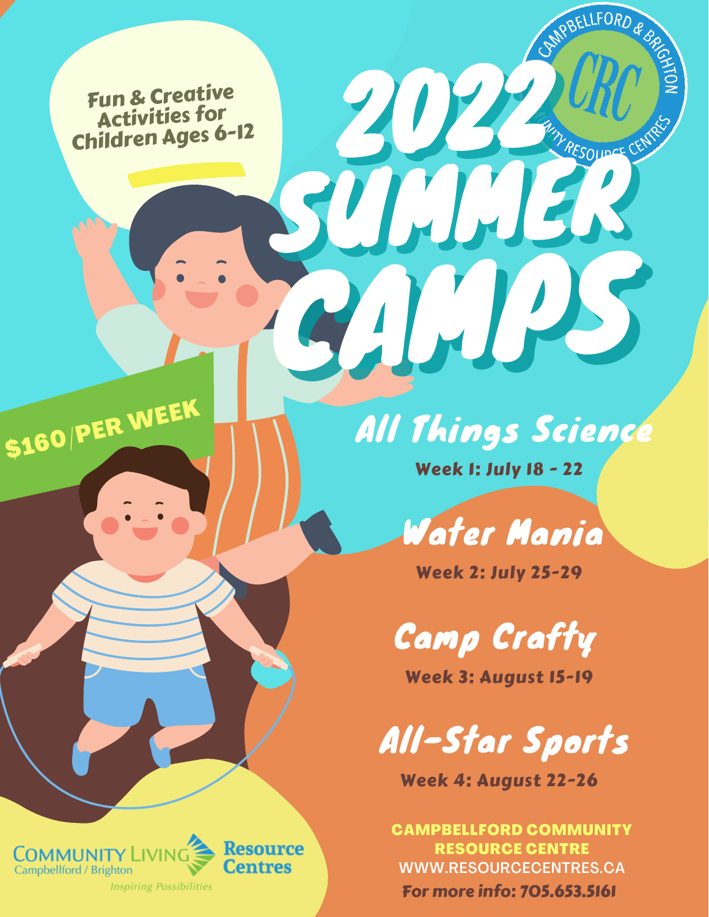# 2022 SUMMER CAMPS

Fun & Creative Activities for Children Ages 6-12

**$160/PER WEEK**

## All Things Science

**Week 1: July 18 - 22**

## Water Mania

**Week 2: July 25-29**

## Camp Crafty

**Week 3: August 15-19**

## All-Star Sports

**Week 4: August 22-26**

**CAMPBELLFORD COMMUNITY RESOURCE CENTRE**

WWW.RESOURCECENTRES.CA

**For more info: 705.653.5161**

Community Living Campbellford / Brighton — *Inspiring Possibilities*

Resource Centres

Campbellford & Brighton Community Resource Centres (CRC)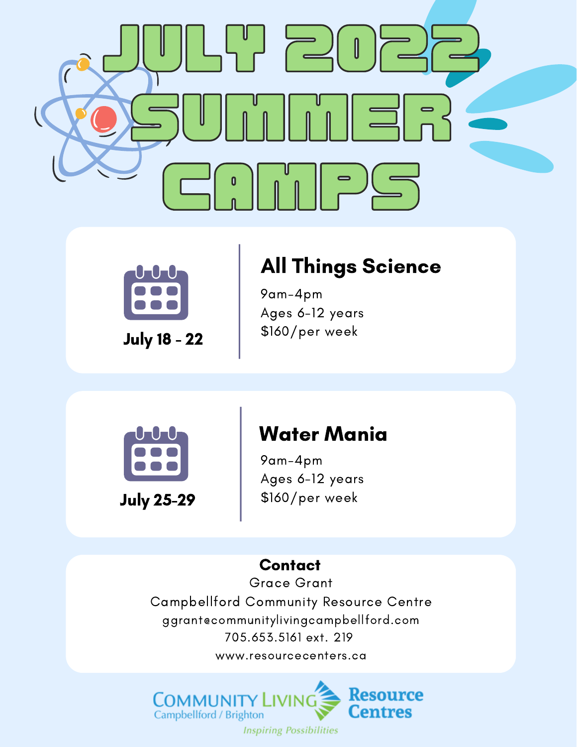# JULY 2022 SUMMER CAMPS

**July 18 - 22**

## All Things Science

9am-4pm
Ages 6-12 years
$160/per week

**July 25-29**

## Water Mania

9am-4pm
Ages 6-12 years
$160/per week

**Contact**

Grace Grant
Campbellford Community Resource Centre
ggrant@communitylivingcampbellford.com
705.653.5161 ext. 219
www.resourcecenters.ca

Community Living Campbellford / Brighton
Resource Centres
*Inspiring Possibilities*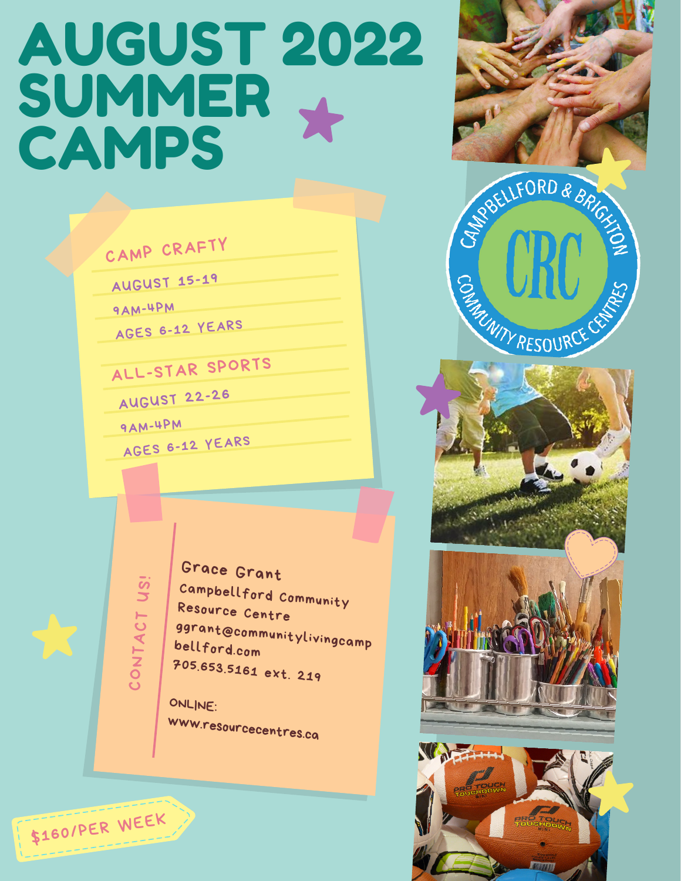# AUGUST 2022 SUMMER CAMPS

## CAMP CRAFTY

AUGUST 15-19

9AM-4PM

AGES 6-12 YEARS

## ALL-STAR SPORTS

AUGUST 22-26

9AM-4PM

AGES 6-12 YEARS

CAMPBELLFORD & BRIGHTON

CRC

COMMUNITY RESOURCE CENTRES

## CONTACT US!

Grace Grant

Campbellford Community Resource Centre

ggrant@communitylivingcampbellford.com

705.653.5161 ext. 219

ONLINE:

www.resourcecentres.ca

$160/PER WEEK